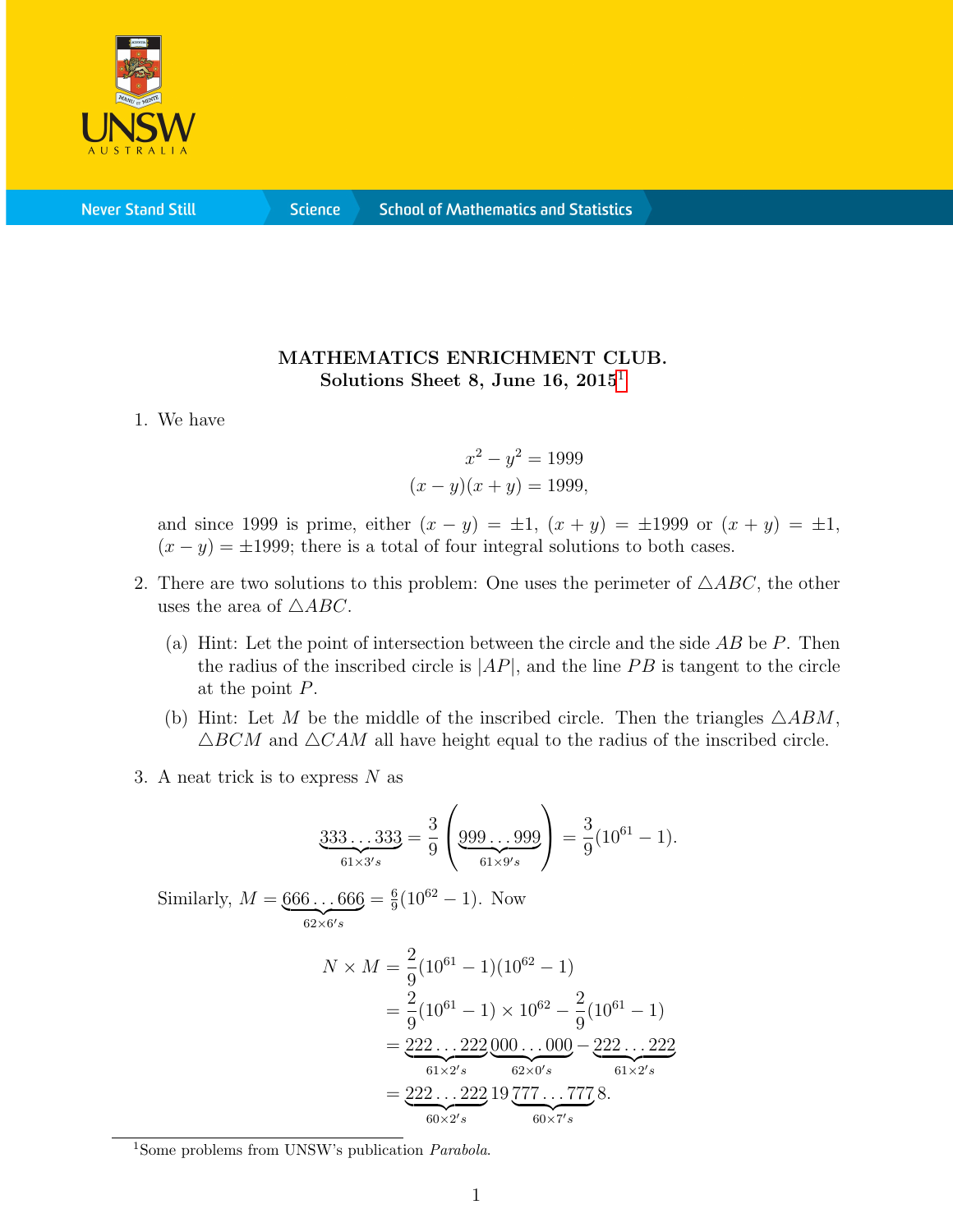**MATHEMATICS ENRICHMENT CLUB.**
**Solutions Sheet 8, June 16, 2015**[1]

1. We have

$$
\begin{aligned}
x^2 - y^2 &= 1999 \\
(x-y)(x+y) &= 1999,
\end{aligned}
$$

and since 1999 is prime, either $(x - y) = \pm 1$, $(x + y) = \pm 1999$ or $(x + y) = \pm 1$, $(x - y) = \pm 1999$; there is a total of four integral solutions to both cases.

2. There are two solutions to this problem: One uses the perimeter of $\triangle ABC$, the other uses the area of $\triangle ABC$.

   (a) Hint: Let the point of intersection between the circle and the side $AB$ be $P$. Then the radius of the inscribed circle is $|AP|$, and the line $PB$ is tangent to the circle at the point $P$.

   (b) Hint: Let $M$ be the middle of the inscribed circle. Then the triangles $\triangle ABM$, $\triangle BCM$ and $\triangle CAM$ all have height equal to the radius of the inscribed circle.

3. A neat trick is to express $N$ as

$$
\underbrace{333\ldots333}_{61\times 3's} = \frac{3}{9}\left(\underbrace{999\ldots999}_{61\times 9's}\right) = \frac{3}{9}(10^{61}-1).
$$

Similarly, $M = \underbrace{666\ldots666}_{62\times 6's} = \frac{6}{9}(10^{62}-1)$. Now

$$
\begin{aligned}
N \times M &= \frac{2}{9}(10^{61}-1)(10^{62}-1) \\
&= \frac{2}{9}(10^{61}-1)\times 10^{62} - \frac{2}{9}(10^{61}-1) \\
&= \underbrace{222\ldots222}_{61\times 2's}\underbrace{000\ldots000}_{62\times 0's} - \underbrace{222\ldots222}_{61\times 2's} \\
&= \underbrace{222\ldots222}_{60\times 2's}19\underbrace{777\ldots777}_{60\times 7's}8.
\end{aligned}
$$

[1] Some problems from UNSW's publication *Parabola*.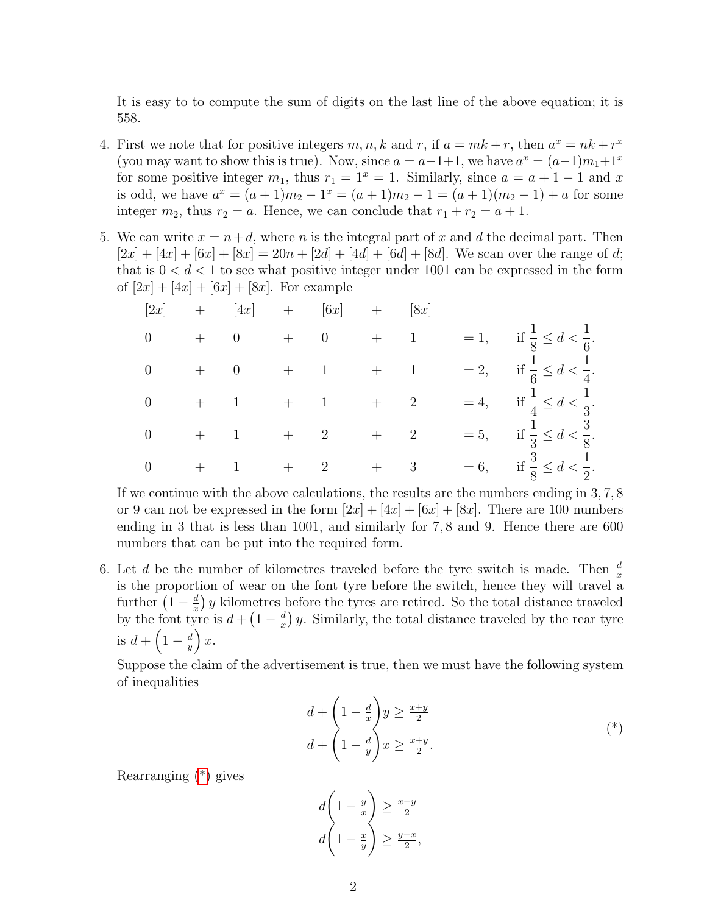It is easy to to compute the sum of digits on the last line of the above equation; it is 558.

4. First we note that for positive integers $m, n, k$ and $r$, if $a = mk + r$, then $a^x = nk + r^x$ (you may want to show this is true). Now, since $a = a-1+1$, we have $a^x = (a-1)m_1 + 1^x$ for some positive integer $m_1$, thus $r_1 = 1^x = 1$. Similarly, since $a = a + 1 - 1$ and $x$ is odd, we have $a^x = (a+1)m_2 - 1^x = (a+1)m_2 - 1 = (a+1)(m_2 - 1) + a$ for some integer $m_2$, thus $r_2 = a$. Hence, we can conclude that $r_1 + r_2 = a + 1$.

5. We can write $x = n + d$, where $n$ is the integral part of $x$ and $d$ the decimal part. Then $[2x] + [4x] + [6x] + [8x] = 20n + [2d] + [4d] + [6d] + [8d]$. We scan over the range of $d$; that is $0 < d < 1$ to see what positive integer under 1001 can be expressed in the form of $[2x] + [4x] + [6x] + [8x]$. For example

$$
\begin{array}{ccccccccccl}
[2x] & + & [4x] & + & [6x] & + & [8x] & & & & \\
0 & + & 0 & + & 0 & + & 1 & & = 1, & & \text{if } \frac{1}{8} \le d < \frac{1}{6}. \\
0 & + & 0 & + & 1 & + & 1 & & = 2, & & \text{if } \frac{1}{6} \le d < \frac{1}{4}. \\
0 & + & 1 & + & 1 & + & 2 & & = 4, & & \text{if } \frac{1}{4} \le d < \frac{1}{3}. \\
0 & + & 1 & + & 2 & + & 2 & & = 5, & & \text{if } \frac{1}{3} \le d < \frac{3}{8}. \\
0 & + & 1 & + & 2 & + & 3 & & = 6, & & \text{if } \frac{3}{8} \le d < \frac{1}{2}.
\end{array}
$$

If we continue with the above calculations, the results are the numbers ending in $3, 7, 8$ or $9$ can not be expressed in the form $[2x] + [4x] + [6x] + [8x]$. There are 100 numbers ending in 3 that is less than 1001, and similarly for $7, 8$ and $9$. Hence there are 600 numbers that can be put into the required form.

6. Let $d$ be the number of kilometres traveled before the tyre switch is made. Then $\frac{d}{x}$ is the proportion of wear on the font tyre before the switch, hence they will travel a further $\left(1 - \frac{d}{x}\right) y$ kilometres before the tyres are retired. So the total distance traveled by the font tyre is $d + \left(1 - \frac{d}{x}\right) y$. Similarly, the total distance traveled by the rear tyre is $d + \left(1 - \frac{d}{y}\right) x$.

   Suppose the claim of the advertisement is true, then we must have the following system of inequalities

$$
\begin{aligned}
d + \left(1 - \frac{d}{x}\right) y &\ge \frac{x+y}{2} \\
d + \left(1 - \frac{d}{y}\right) x &\ge \frac{x+y}{2}.
\end{aligned}
\tag{*}
$$

   Rearranging (*) gives

$$
\begin{aligned}
d\left(1 - \frac{y}{x}\right) &\ge \frac{x-y}{2} \\
d\left(1 - \frac{x}{y}\right) &\ge \frac{y-x}{2},
\end{aligned}
$$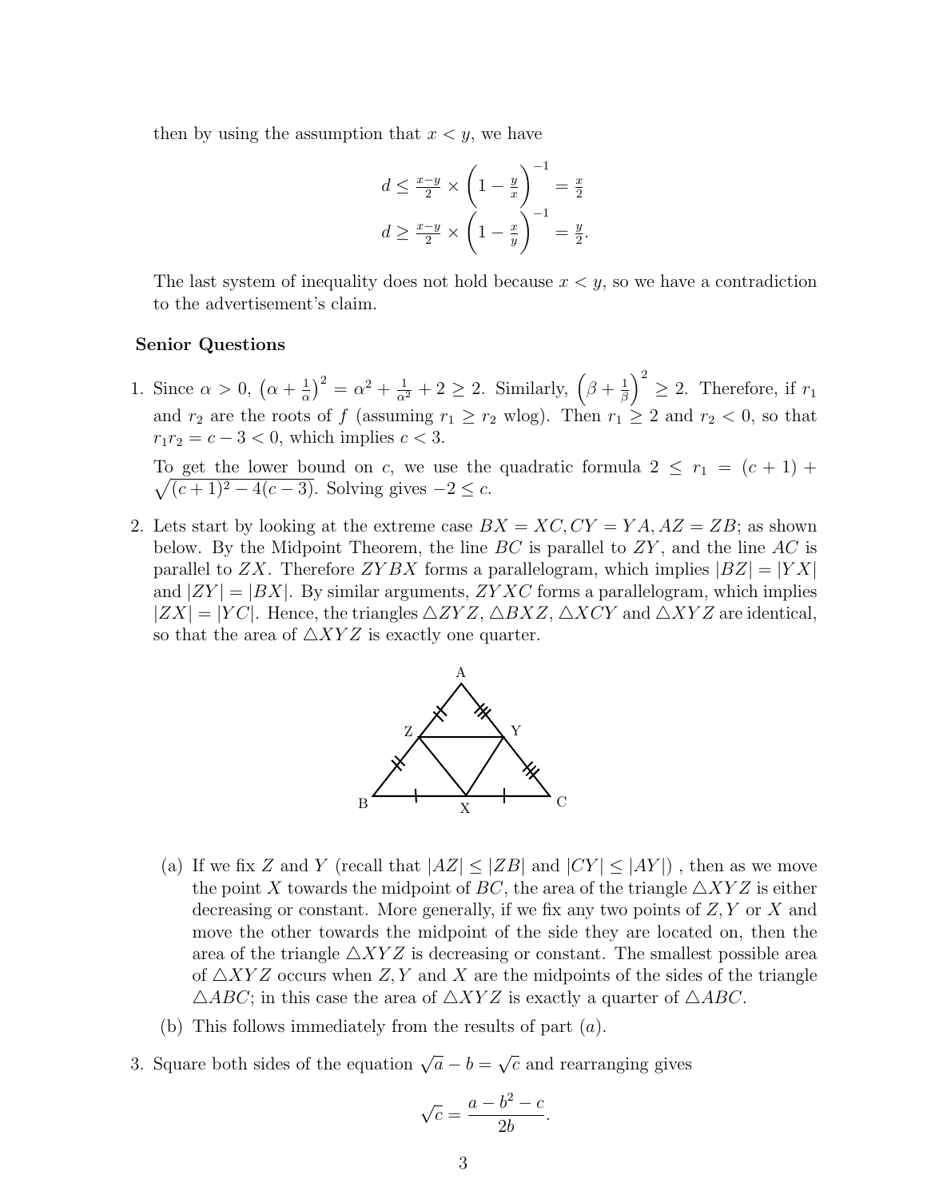then by using the assumption that $x < y$, we have

$$d \leq \tfrac{x-y}{2} \times \left(1 - \tfrac{y}{x}\right)^{-1} = \tfrac{x}{2}$$
$$d \geq \tfrac{x-y}{2} \times \left(1 - \tfrac{x}{y}\right)^{-1} = \tfrac{y}{2}.$$

The last system of inequality does not hold because $x < y$, so we have a contradiction to the advertisement's claim.

**Senior Questions**

1. Since $\alpha > 0$, $\left(\alpha + \frac{1}{\alpha}\right)^2 = \alpha^2 + \frac{1}{\alpha^2} + 2 \geq 2$. Similarly, $\left(\beta + \frac{1}{\beta}\right)^2 \geq 2$. Therefore, if $r_1$ and $r_2$ are the roots of $f$ (assuming $r_1 \geq r_2$ wlog). Then $r_1 \geq 2$ and $r_2 < 0$, so that $r_1 r_2 = c - 3 < 0$, which implies $c < 3$.

   To get the lower bound on $c$, we use the quadratic formula $2 \leq r_1 = (c+1) + \sqrt{(c+1)^2 - 4(c-3)}$. Solving gives $-2 \leq c$.

2. Lets start by looking at the extreme case $BX = XC, CY = YA, AZ = ZB$; as shown below. By the Midpoint Theorem, the line $BC$ is parallel to $ZY$, and the line $AC$ is parallel to $ZX$. Therefore $ZYBX$ forms a parallelogram, which implies $|BZ| = |YX|$ and $|ZY| = |BX|$. By similar arguments, $ZYXC$ forms a parallelogram, which implies $|ZX| = |YC|$. Hence, the triangles $\triangle ZYZ, \triangle BXZ, \triangle XCY$ and $\triangle XYZ$ are identical, so that the area of $\triangle XYZ$ is exactly one quarter.

   (a) If we fix $Z$ and $Y$ (recall that $|AZ| \leq |ZB|$ and $|CY| \leq |AY|$) , then as we move the point $X$ towards the midpoint of $BC$, the area of the triangle $\triangle XYZ$ is either decreasing or constant. More generally, if we fix any two points of $Z, Y$ or $X$ and move the other towards the midpoint of the side they are located on, then the area of the triangle $\triangle XYZ$ is decreasing or constant. The smallest possible area of $\triangle XYZ$ occurs when $Z, Y$ and $X$ are the midpoints of the sides of the triangle $\triangle ABC$; in this case the area of $\triangle XYZ$ is exactly a quarter of $\triangle ABC$.

   (b) This follows immediately from the results of part $(a)$.

3. Square both sides of the equation $\sqrt{a} - b = \sqrt{c}$ and rearranging gives

$$\sqrt{c} = \frac{a - b^2 - c}{2b}.$$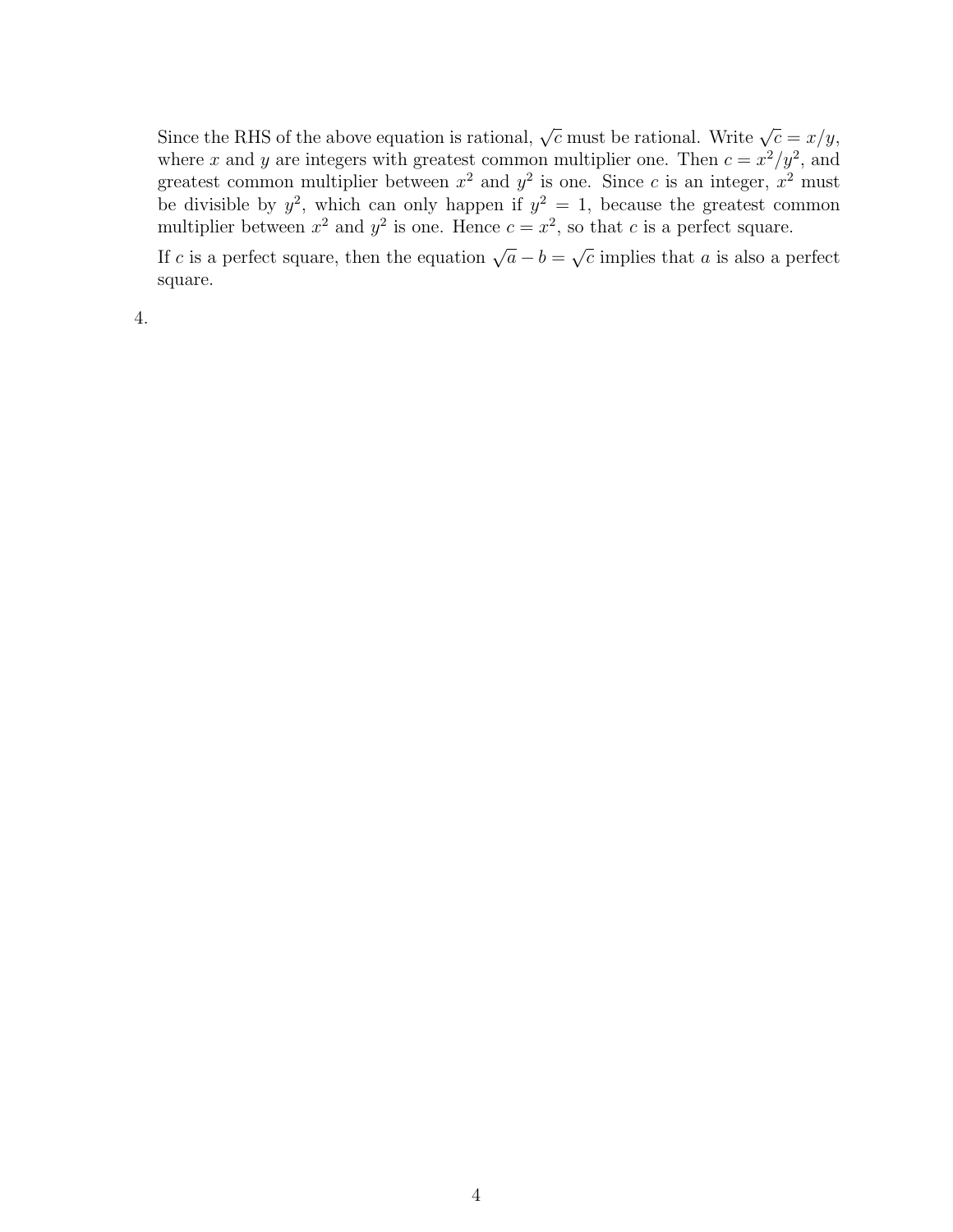Since the RHS of the above equation is rational, $\sqrt{c}$ must be rational. Write $\sqrt{c} = x/y$, where $x$ and $y$ are integers with greatest common multiplier one. Then $c = x^2/y^2$, and greatest common multiplier between $x^2$ and $y^2$ is one. Since $c$ is an integer, $x^2$ must be divisible by $y^2$, which can only happen if $y^2 = 1$, because the greatest common multiplier between $x^2$ and $y^2$ is one. Hence $c = x^2$, so that $c$ is a perfect square.

If $c$ is a perfect square, then the equation $\sqrt{a} - b = \sqrt{c}$ implies that $a$ is also a perfect square.

4.